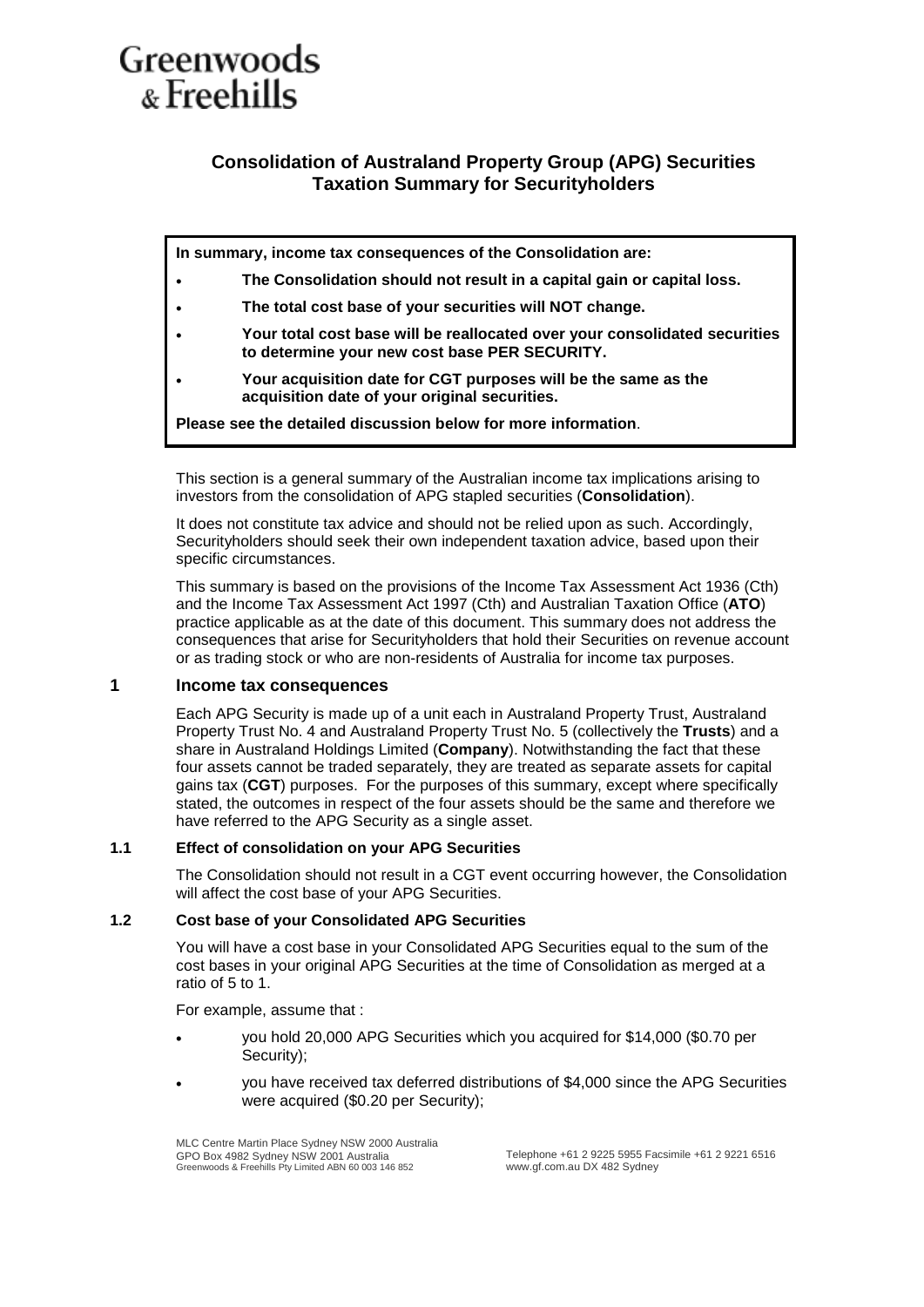Greenwoods & Freehills

# Consolidation of Australand Property Group (APG) Securities Taxation Summary for Securityholders

**In summary, income tax consequences of the Consolidation are:**

- **The Consolidation should not result in a capital gain or capital loss.**
- **The total cost base of your securities will NOT change.**
- **Your total cost base will be reallocated over your consolidated securities to determine your new cost base PER SECURITY.**
- **Your acquisition date for CGT purposes will be the same as the acquisition date of your original securities.**

**Please see the detailed discussion below for more information**.

This section is a general summary of the Australian income tax implications arising to investors from the consolidation of APG stapled securities (**Consolidation**).

It does not constitute tax advice and should not be relied upon as such. Accordingly, Securityholders should seek their own independent taxation advice, based upon their specific circumstances.

This summary is based on the provisions of the Income Tax Assessment Act 1936 (Cth) and the Income Tax Assessment Act 1997 (Cth) and Australian Taxation Office (**ATO**) practice applicable as at the date of this document. This summary does not address the consequences that arise for Securityholders that hold their Securities on revenue account or as trading stock or who are non-residents of Australia for income tax purposes.

## 1 Income tax consequences

Each APG Security is made up of a unit each in Australand Property Trust, Australand Property Trust No. 4 and Australand Property Trust No. 5 (collectively the **Trusts**) and a share in Australand Holdings Limited (**Company**). Notwithstanding the fact that these four assets cannot be traded separately, they are treated as separate assets for capital gains tax (**CGT**) purposes. For the purposes of this summary, except where specifically stated, the outcomes in respect of the four assets should be the same and therefore we have referred to the APG Security as a single asset.

### 1.1 Effect of consolidation on your APG Securities

The Consolidation should not result in a CGT event occurring however, the Consolidation will affect the cost base of your APG Securities.

### 1.2 Cost base of your Consolidated APG Securities

You will have a cost base in your Consolidated APG Securities equal to the sum of the cost bases in your original APG Securities at the time of Consolidation as merged at a ratio of 5 to 1.

For example, assume that :

- you hold 20,000 APG Securities which you acquired for $14,000 ($0.70 per Security);
- you have received tax deferred distributions of $4,000 since the APG Securities were acquired ($0.20 per Security);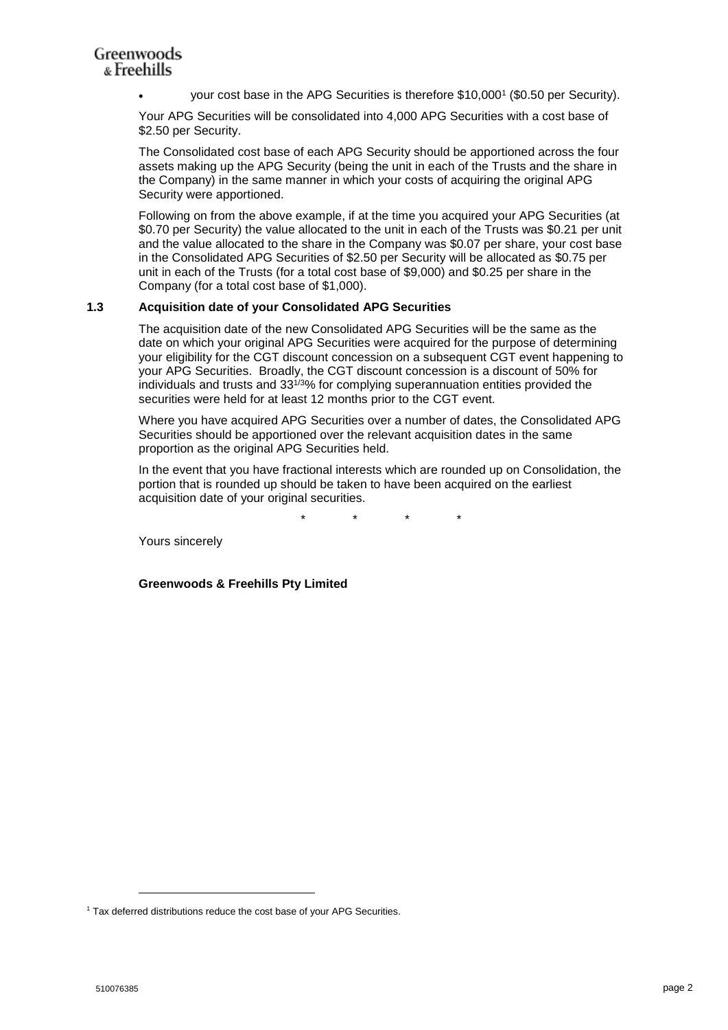- your cost base in the APG Securities is therefore \$10,000[1] (\$0.50 per Security).

Your APG Securities will be consolidated into 4,000 APG Securities with a cost base of \$2.50 per Security.

The Consolidated cost base of each APG Security should be apportioned across the four assets making up the APG Security (being the unit in each of the Trusts and the share in the Company) in the same manner in which your costs of acquiring the original APG Security were apportioned.

Following on from the above example, if at the time you acquired your APG Securities (at \$0.70 per Security) the value allocated to the unit in each of the Trusts was \$0.21 per unit and the value allocated to the share in the Company was \$0.07 per share, your cost base in the Consolidated APG Securities of \$2.50 per Security will be allocated as \$0.75 per unit in each of the Trusts (for a total cost base of \$9,000) and \$0.25 per share in the Company (for a total cost base of \$1,000).

### 1.3 Acquisition date of your Consolidated APG Securities

The acquisition date of the new Consolidated APG Securities will be the same as the date on which your original APG Securities were acquired for the purpose of determining your eligibility for the CGT discount concession on a subsequent CGT event happening to your APG Securities. Broadly, the CGT discount concession is a discount of 50% for individuals and trusts and $33^{1/3}$% for complying superannuation entities provided the securities were held for at least 12 months prior to the CGT event.

Where you have acquired APG Securities over a number of dates, the Consolidated APG Securities should be apportioned over the relevant acquisition dates in the same proportion as the original APG Securities held.

In the event that you have fractional interests which are rounded up on Consolidation, the portion that is rounded up should be taken to have been acquired on the earliest acquisition date of your original securities.

\* \* \* \*

Yours sincerely

**Greenwoods & Freehills Pty Limited**

[1] Tax deferred distributions reduce the cost base of your APG Securities.